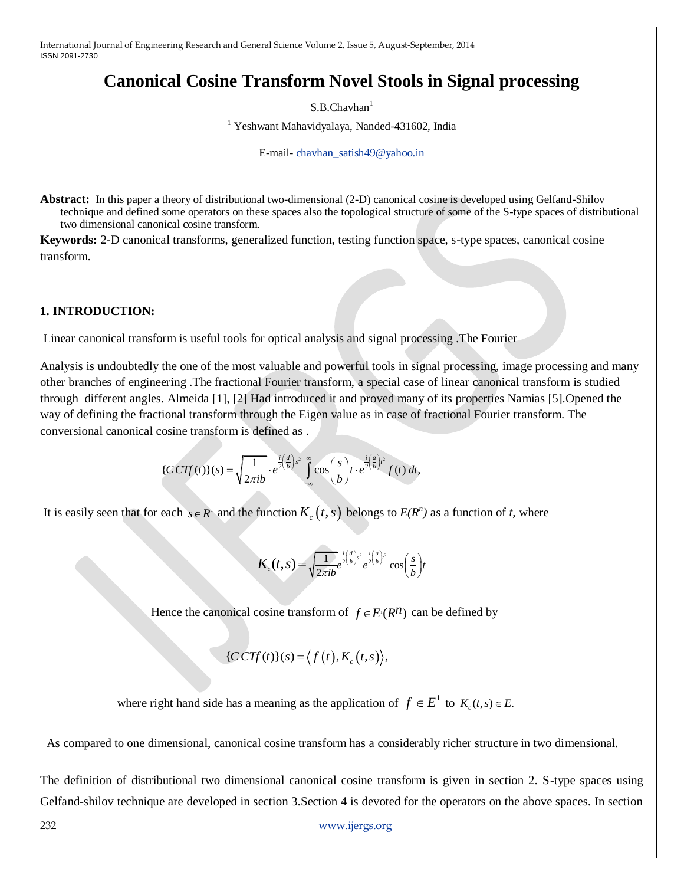# Canonical Cosine Transform Novel Stools in Signal processing

S.B.Chavhan[1]

[1] Yeshwant Mahavidyalaya, Nanded-431602, India

E-mail- chavhan_satish49@yahoo.in

**Abstract:** In this paper a theory of distributional two-dimensional (2-D) canonical cosine is developed using Gelfand-Shilov technique and defined some operators on these spaces also the topological structure of some of the S-type spaces of distributional two dimensional canonical cosine transform.

**Keywords:** 2-D canonical transforms, generalized function, testing function space, s-type spaces, canonical cosine transform.

## 1. INTRODUCTION:

Linear canonical transform is useful tools for optical analysis and signal processing .The Fourier

Analysis is undoubtedly the one of the most valuable and powerful tools in signal processing, image processing and many other branches of engineering .The fractional Fourier transform, a special case of linear canonical transform is studied through different angles. Almeida [1], [2] Had introduced it and proved many of its properties Namias [5].Opened the way of defining the fractional transform through the Eigen value as in case of fractional Fourier transform. The conversional canonical cosine transform is defined as .

$$\{CCTf(t)\}(s) = \sqrt{\frac{1}{2\pi ib}} \cdot e^{\frac{i}{2}\left(\frac{d}{b}\right)s^2} \int_{-\infty}^{\infty} \cos\left(\frac{s}{b}\right)t \cdot e^{\frac{i}{2}\left(\frac{a}{b}\right)t^2} f(t)\, dt,$$

It is easily seen that for each $s \in R^n$ and the function $K_c(t,s)$ belongs to $E(R^n)$ as a function of $t$, where

$$K_c(t,s) = \sqrt{\frac{1}{2\pi ib}} e^{\frac{i}{2}\left(\frac{d}{b}\right)s^2} e^{\frac{i}{2}\left(\frac{a}{b}\right)t^2} \cos\left(\frac{s}{b}\right)t$$

Hence the canonical cosine transform of $f \in E'(R^n)$ can be defined by

$$\{CCTf(t)\}(s) = \langle f(t), K_c(t,s) \rangle,$$

where right hand side has a meaning as the application of $f \in E^1$ to $K_c(t,s) \in E$.

As compared to one dimensional, canonical cosine transform has a considerably richer structure in two dimensional.

The definition of distributional two dimensional canonical cosine transform is given in section 2. S-type spaces using Gelfand-shilov technique are developed in section 3.Section 4 is devoted for the operators on the above spaces. In section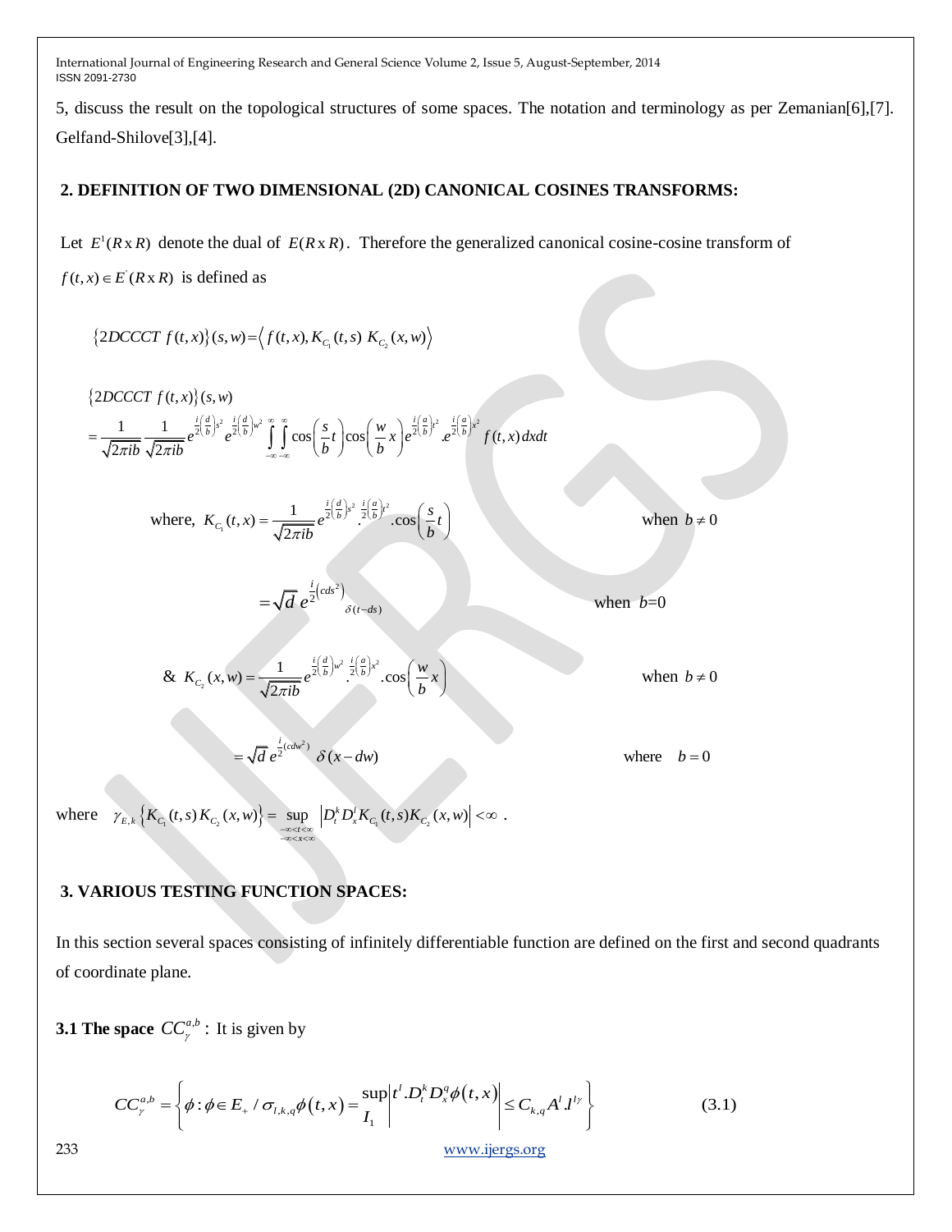5, discuss the result on the topological structures of some spaces. The notation and terminology as per Zemanian[6],[7]. Gelfand-Shilove[3],[4].

## 2. DEFINITION OF TWO DIMENSIONAL (2D) CANONICAL COSINES TRANSFORMS:

Let $E^1(R \text{x} R)$ denote the dual of $E(R \text{x} R)$. Therefore the generalized canonical cosine-cosine transform of $f(t,x) \in E^{'}(R \text{x} R)$ is defined as

$$\{2DCCCT\ f(t,x)\}(s,w) = \left\langle f(t,x), K_{C_1}(t,s)\ K_{C_2}(x,w) \right\rangle$$

$$\{2DCCCT\ f(t,x)\}(s,w)$$
$$= \frac{1}{\sqrt{2\pi ib}} \frac{1}{\sqrt{2\pi ib}} e^{\frac{i}{2}\left(\frac{d}{b}\right)s^2} e^{\frac{i}{2}\left(\frac{d}{b}\right)w^2} \int_{-\infty}^{\infty}\int_{-\infty}^{\infty} \cos\left(\frac{s}{b}t\right)\cos\left(\frac{w}{b}x\right) e^{\frac{i}{2}\left(\frac{a}{b}\right)t^2} . e^{\frac{i}{2}\left(\frac{a}{b}\right)x^2} f(t,x)\,dxdt$$

where, $$K_{C_1}(t,x) = \frac{1}{\sqrt{2\pi ib}} e^{\frac{i}{2}\left(\frac{d}{b}\right)s^2} . e^{\frac{i}{2}\left(\frac{a}{b}\right)t^2} . \cos\left(\frac{s}{b}t\right) \qquad \text{when } b \neq 0$$

$$= \sqrt{d}\ e^{\frac{i}{2}\left(cds^2\right)}{}_{\delta(t-ds)} \qquad \text{when } b=0$$

& $$K_{C_2}(x,w) = \frac{1}{\sqrt{2\pi ib}} e^{\frac{i}{2}\left(\frac{d}{b}\right)w^2} . e^{\frac{i}{2}\left(\frac{a}{b}\right)x^2} . \cos\left(\frac{w}{b}x\right) \qquad \text{when } b \neq 0$$

$$= \sqrt{d}\ e^{\frac{i}{2}(cdw^2)}\ \delta(x-dw) \qquad \text{where } \quad b=0$$

where $\gamma_{E,k}\left\{K_{C_1}(t,s) K_{C_2}(x,w)\right\} = \sup\limits_{\substack{-\infty<t<\infty \\ -\infty<x<\infty}} \left| D_t^k D_x^l K_{C_1}(t,s) K_{C_2}(x,w) \right| < \infty$ .

## 3. VARIOUS TESTING FUNCTION SPACES:

In this section several spaces consisting of infinitely differentiable function are defined on the first and second quadrants of coordinate plane.

**3.1 The space** $CC_{\gamma}^{a,b}$ **:** It is given by

$$CC_{\gamma}^{a,b} = \left\{ \phi : \phi \in E_+ \,/\, \sigma_{l,k,q}\phi(t,x) = \sup_{I_1} \left| t^l . D_t^k D_x^q \phi(t,x) \right| \leq C_{k,q} A^l . l^{l\gamma} \right\} \tag{3.1}$$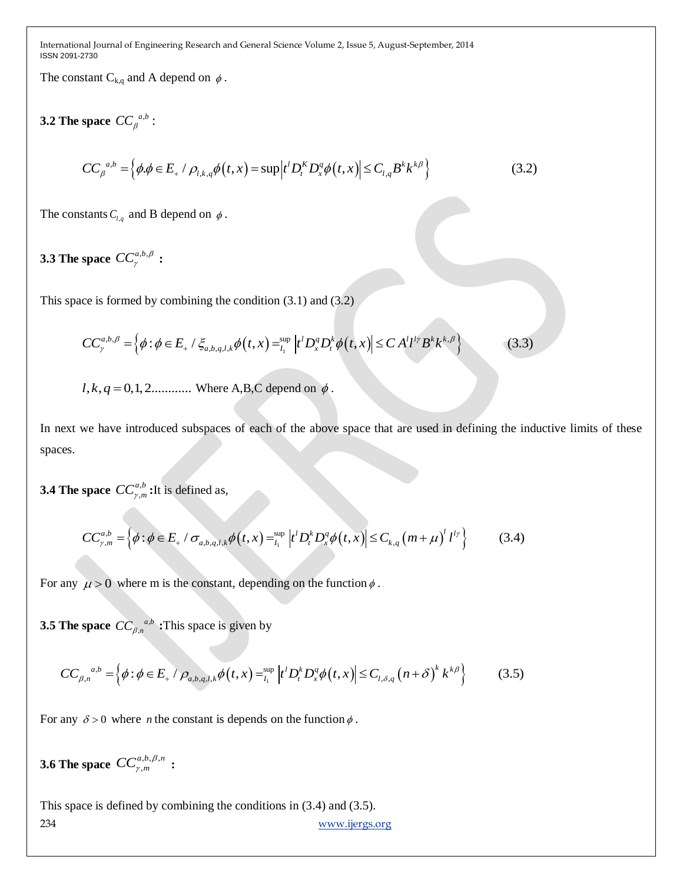The constant $C_{k,q}$ and A depend on $\phi$.

**3.2 The space $CC_{\beta}{}^{a,b}$ :**

$$CC_{\beta}{}^{a,b} = \left\{ \phi.\phi \in E_{+} / \rho_{l,k,q}\phi(t,x) = \sup \left| t^{l} D_{t}^{K} D_{x}^{q} \phi(t,x) \right| \leq C_{l,q} B^{k} k^{k\beta} \right\} \tag{3.2}$$

The constants $C_{l,q}$ and B depend on $\phi$.

**3.3 The space $CC_{\gamma}^{a,b,\beta}$ :**

This space is formed by combining the condition (3.1) and (3.2)

$$CC_{\gamma}^{a,b,\beta} = \left\{ \phi : \phi \in E_{+} / \xi_{a,b,q,l,k}\phi(t,x) = \sup_{I_1} \left| t^{l} D_{x}^{q} D_{t}^{k} \phi(t,x) \right| \leq C A^{l} l^{l\gamma} B^{k} k^{k,\beta} \right\} \tag{3.3}$$

$l, k, q = 0, 1, 2............$ Where A,B,C depend on $\phi$.

In next we have introduced subspaces of each of the above space that are used in defining the inductive limits of these spaces.

**3.4 The space $CC_{\gamma,m}^{a,b}$ :** It is defined as,

$$CC_{\gamma,m}^{a,b} = \left\{ \phi : \phi \in E_{+} / \sigma_{a,b,q,l,k}\phi(t,x) = \sup_{I_1} \left| t^{l} D_{t}^{k} D_{x}^{q} \phi(t,x) \right| \leq C_{k,q} (m+\mu)^{l} l^{l\gamma} \right\} \tag{3.4}$$

For any $\mu > 0$ where m is the constant, depending on the function $\phi$.

**3.5 The space $CC_{\beta,n}{}^{a,b}$ :** This space is given by

$$CC_{\beta,n}{}^{a,b} = \left\{ \phi : \phi \in E_{+} / \rho_{a,b,q,l,k}\phi(t,x) = \sup_{I_1} \left| t^{l} D_{t}^{k} D_{x}^{q} \phi(t,x) \right| \leq C_{l,\delta,q} (n+\delta)^{k} k^{k\beta} \right\} \tag{3.5}$$

For any $\delta > 0$ where $n$ the constant is depends on the function $\phi$.

**3.6 The space $CC_{\gamma,m}^{a,b,\beta,n}$ :**

This space is defined by combining the conditions in (3.4) and (3.5).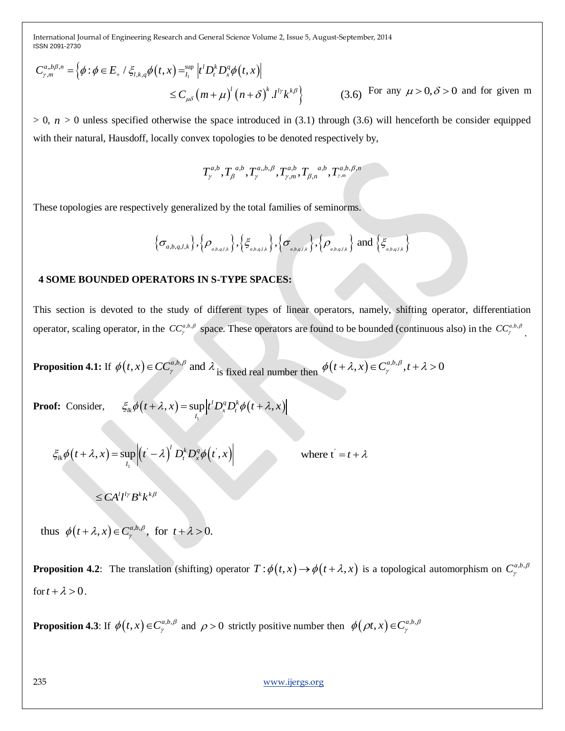$$C_{\gamma,m}^{a,b\beta,n} = \left\{ \phi : \phi \in E_+ / \xi_{l,k,q}\phi(t,x) = \sup_{I_1} \left| t^l D_t^k D_x^q \phi(t,x) \right| \leq C_{\mu\delta} (m+\mu)^l (n+\delta)^k . l^{l\gamma} k^{k\beta} \right\} \quad (3.6)$$

For any $\mu > 0, \delta > 0$ and for given m > 0, $n$ > 0 unless specified otherwise the space introduced in (3.1) through (3.6) will henceforth be consider equipped with their natural, Hausdoff, locally convex topologies to be denoted respectively by,

$$T_\gamma^{a,b}, T_\beta^{\ a,b}, T_\gamma^{a,,b,\beta}, T_{\gamma,m}^{a,b}, T_{\beta,n}^{\ a,b}, T_{\gamma,m}^{a,b,\beta,n}$$

These topologies are respectively generalized by the total families of seminorms.

$$\left\{\sigma_{a,b,q,l,k}\right\}, \left\{\rho_{a,b,q,l,k}\right\}, \left\{\xi_{a,b,q,l,k}\right\}, \left\{\sigma_{a,b,q,l,k}\right\}, \left\{\rho_{a,b,q,l,k}\right\} \text{ and } \left\{\xi_{a,b,q,l,k}\right\}$$

## 4 SOME BOUNDED OPERATORS IN S-TYPE SPACES:

This section is devoted to the study of different types of linear operators, namely, shifting operator, differentiation operator, scaling operator, in the $CC_\gamma^{a,b,\beta}$ space. These operators are found to be bounded (continuous also) in the $CC_\gamma^{a,b,\beta}$.

**Proposition 4.1:** If $\phi(t,x) \in CC_\gamma^{a,b,\beta}$ and $\lambda$ is fixed real number then $\phi(t+\lambda,x) \in C_\gamma^{a,b,\beta}, t+\lambda > 0$

**Proof:** Consider, $\xi_{lk}\phi(t+\lambda,x) = \sup_{I_1} \left| t^l D_x^q D_t^k \phi(t+\lambda,x) \right|$

$$\xi_{lk}\phi(t+\lambda,x) = \sup_{I_1} \left| \left(t' - \lambda\right)^l D_t^k D_x^q \phi\left(t',x\right) \right| \qquad \text{where } t' = t+\lambda$$

$$\leq CA^l l^{l\gamma} B^k k^{k\beta}$$

thus $\phi(t+\lambda,x) \in C_\gamma^{a,b,\beta}$, for $t+\lambda > 0.$

**Proposition 4.2**: The translation (shifting) operator $T : \phi(t,x) \to \phi(t+\lambda,x)$ is a topological automorphism on $C_\gamma^{a,b,\beta}$ for $t+\lambda > 0$.

**Proposition 4.3**: If $\phi(t,x) \in C_\gamma^{a,b,\beta}$ and $\rho > 0$ strictly positive number then $\phi(\rho t,x) \in C_\gamma^{a,b,\beta}$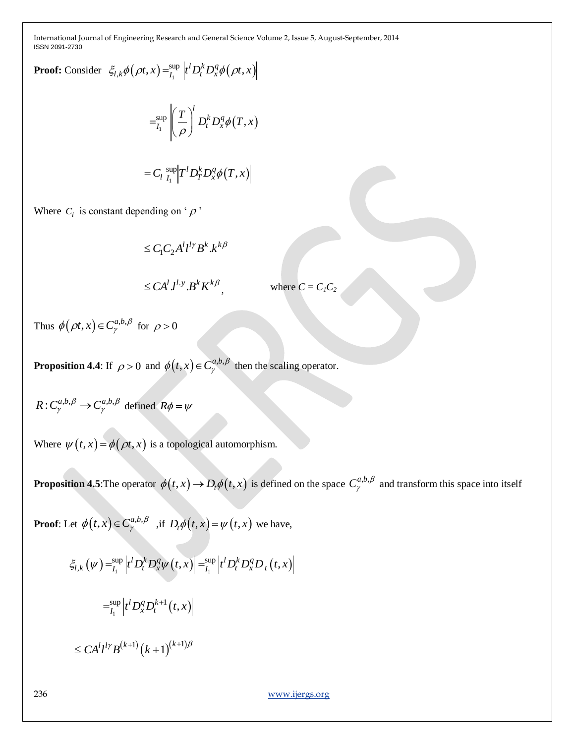**Proof:** Consider $\xi_{l,k}\phi(\rho t, x) = \sup_{I_1} \left| t^l D_t^k D_x^q \phi(\rho t, x) \right|$

$$= \sup_{I_1} \left| \left( \frac{T}{\rho} \right)^l D_t^k D_x^q \phi(T, x) \right|$$

$$= C_l \sup_{I_1} \left| T^l D_T^k D_x^q \phi(T, x) \right|$$

Where $C_l$ is constant depending on '$\rho$'

$$\leq C_1 C_2 A^l l^{l\gamma} B^k . k^{k\beta}$$

$$\leq C A^l . l^{l.y} . B^k K^{k\beta}, \qquad \text{where } C = C_1 C_2$$

Thus $\phi(\rho t, x) \in C_\gamma^{a,b,\beta}$ for $\rho > 0$

**Proposition 4.4**: If $\rho > 0$ and $\phi(t, x) \in C_\gamma^{a,b,\beta}$ then the scaling operator.

$R : C_\gamma^{a,b,\beta} \to C_\gamma^{a,b,\beta}$ defined $R\phi = \psi$

Where $\psi(t, x) = \phi(\rho t, x)$ is a topological automorphism.

**Proposition 4.5**:The operator $\phi(t, x) \to D_t \phi(t, x)$ is defined on the space $C_\gamma^{a,b,\beta}$ and transform this space into itself

**Proof**: Let $\phi(t, x) \in C_\gamma^{a,b,\beta}$ ,if $D_t \phi(t, x) = \psi(t, x)$ we have,

$$\xi_{l,k}(\psi) = \sup_{I_1} \left| t^l D_t^k D_x^q \psi(t, x) \right| = \sup_{I_1} \left| t^l D_t^k D_x^q D_t(t, x) \right|$$

$$= \sup_{I_1} \left| t^l D_x^q D_t^{k+1}(t, x) \right|$$

$$\leq C A^l l^{l\gamma} B^{(k+1)} (k+1)^{(k+1)\beta}$$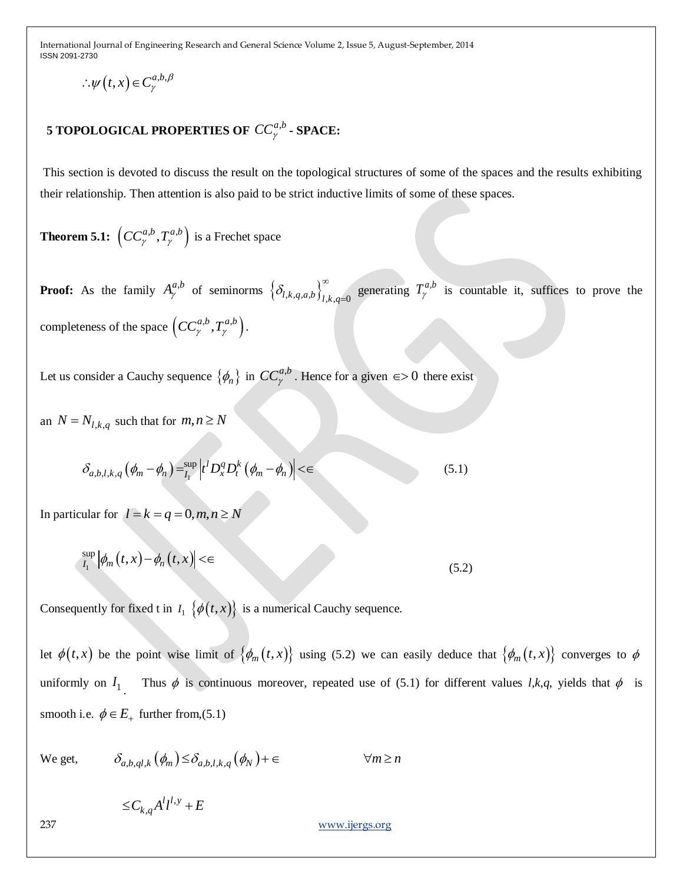$$\therefore \psi(t,x) \in C_{\gamma}^{a,b,\beta}$$

## 5 TOPOLOGICAL PROPERTIES OF $CC_{\gamma}^{a,b}$ - SPACE:

This section is devoted to discuss the result on the topological structures of some of the spaces and the results exhibiting their relationship. Then attention is also paid to be strict inductive limits of some of these spaces.

**Theorem 5.1:** $\left(CC_{\gamma}^{a,b}, T_{\gamma}^{a,b}\right)$ is a Frechet space

**Proof:** As the family $A_{\gamma}^{a,b}$ of seminorms $\left\{\delta_{l,k,q,a,b}\right\}_{l,k,q=0}^{\infty}$ generating $T_{\gamma}^{a,b}$ is countable it, suffices to prove the completeness of the space $\left(CC_{\gamma}^{a,b}, T_{\gamma}^{a,b}\right)$.

Let us consider a Cauchy sequence $\{\phi_n\}$ in $CC_{\gamma}^{a,b}$. Hence for a given $\in > 0$ there exist

an $N = N_{l,k,q}$ such that for $m,n \geq N$

$$\delta_{a,b,l,k,q}\left(\phi_m - \phi_n\right) = \sup_{I_1} \left| t^l D_x^q D_t^k \left(\phi_m - \phi_n\right)\right| < \in \tag{5.1}$$

In particular for $l = k = q = 0, m,n \geq N$

$$\sup_{I_1} \left|\phi_m(t,x) - \phi_n(t,x)\right| < \in \tag{5.2}$$

Consequently for fixed t in $I_1$ $\{\phi(t,x)\}$ is a numerical Cauchy sequence.

let $\phi(t,x)$ be the point wise limit of $\{\phi_m(t,x)\}$ using (5.2) we can easily deduce that $\{\phi_m(t,x)\}$ converges to $\phi$ uniformly on $I_1$. Thus $\phi$ is continuous moreover, repeated use of (5.1) for different values *l,k,q,* yields that $\phi$ is smooth i.e. $\phi \in E_+$ further from,(5.1)

We get, $\qquad \delta_{a,b,ql,k}\left(\phi_m\right) \leq \delta_{a,b,l,k,q}\left(\phi_N\right) + \in \qquad \forall m \geq n$

$$\leq C_{k,q} A^l l^{l,y} + E$$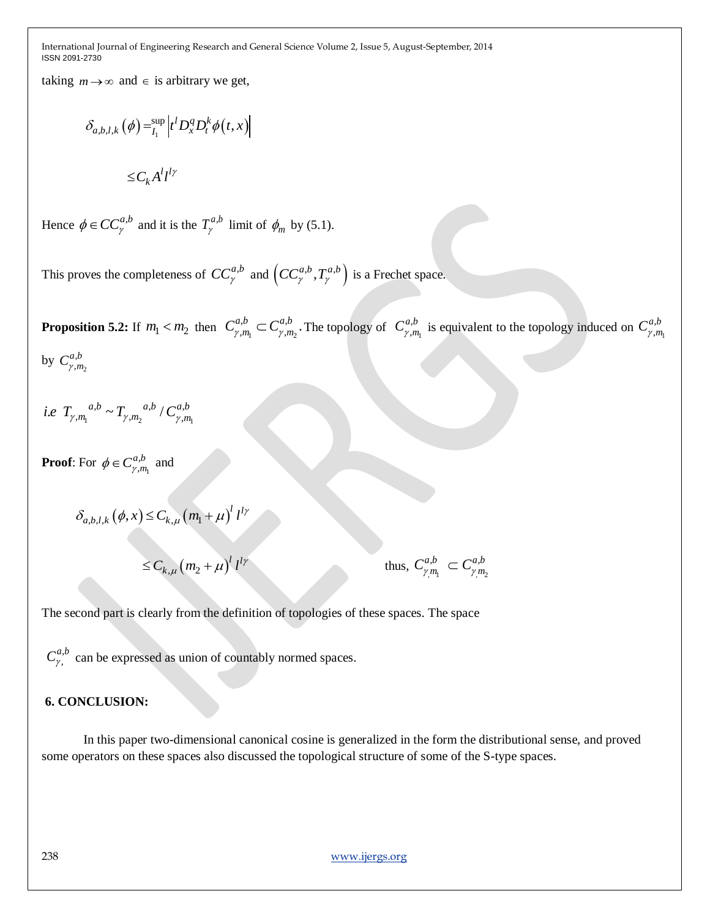taking $m \to \infty$ and $\in$ is arbitrary we get,

$$\delta_{a,b,l,k}(\phi) = \sup_{I_1} \left| t^l D_x^q D_t^k \phi(t,x) \right|$$

$$\leq C_k A^l l^{l\gamma}$$

Hence $\phi \in CC_{\gamma}^{a,b}$ and it is the $T_{\gamma}^{a,b}$ limit of $\phi_m$ by (5.1).

This proves the completeness of $CC_{\gamma}^{a,b}$ and $\left(CC_{\gamma}^{a,b}, T_{\gamma}^{a,b}\right)$ is a Frechet space.

**Proposition 5.2:** If $m_1 < m_2$ then $C_{\gamma,m_1}^{a,b} \subset C_{\gamma,m_2}^{a,b}$. The topology of $C_{\gamma,m_1}^{a,b}$ is equivalent to the topology induced on $C_{\gamma,m_1}^{a,b}$ by $C_{\gamma,m_2}^{a,b}$

$$i.e\ \ T_{\gamma,m_1}{}^{a,b} \sim T_{\gamma,m_2}{}^{a,b} / C_{\gamma,m_1}^{a,b}$$

**Proof**: For $\phi \in C_{\gamma,m_1}^{a,b}$ and

$$\delta_{a,b,l,k}(\phi,x) \leq C_{k,\mu}\left(m_1+\mu\right)^l l^{l\gamma}$$

$$\leq C_{k,\mu}\left(m_2+\mu\right)^l l^{l\gamma}$$

thus, $C_{\gamma,m_1}^{a,b} \subset C_{\gamma,m_2}^{a,b}$

The second part is clearly from the definition of topologies of these spaces. The space

$C_{\gamma,}^{a,b}$ can be expressed as union of countably normed spaces.

## 6. CONCLUSION:

In this paper two-dimensional canonical cosine is generalized in the form the distributional sense, and proved some operators on these spaces also discussed the topological structure of some of the S-type spaces.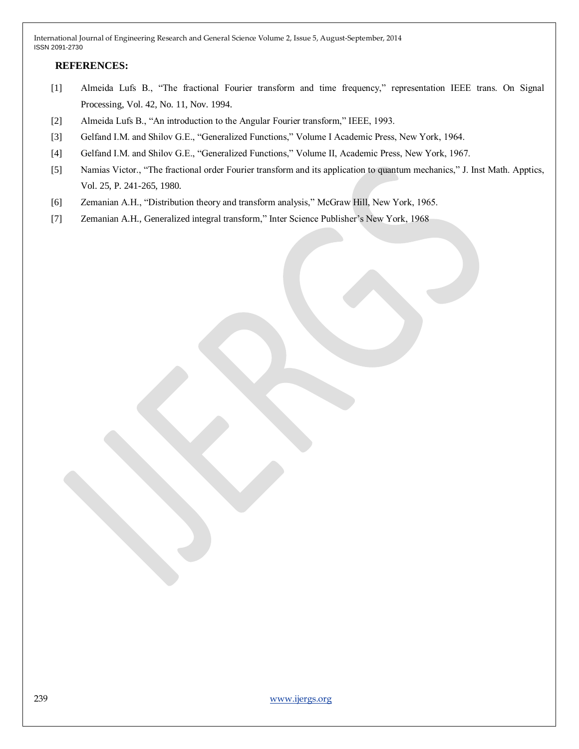## REFERENCES:

[1] Almeida Lufs B., "The fractional Fourier transform and time frequency," representation IEEE trans. On Signal Processing, Vol. 42, No. 11, Nov. 1994.

[2] Almeida Lufs B., "An introduction to the Angular Fourier transform," IEEE, 1993.

[3] Gelfand I.M. and Shilov G.E., "Generalized Functions," Volume I Academic Press, New York, 1964.

[4] Gelfand I.M. and Shilov G.E., "Generalized Functions," Volume II, Academic Press, New York, 1967.

[5] Namias Victor., "The fractional order Fourier transform and its application to quantum mechanics," J. Inst Math. Apptics, Vol. 25, P. 241-265, 1980.

[6] Zemanian A.H., "Distribution theory and transform analysis," McGraw Hill, New York, 1965.

[7] Zemanian A.H., Generalized integral transform," Inter Science Publisher's New York, 1968